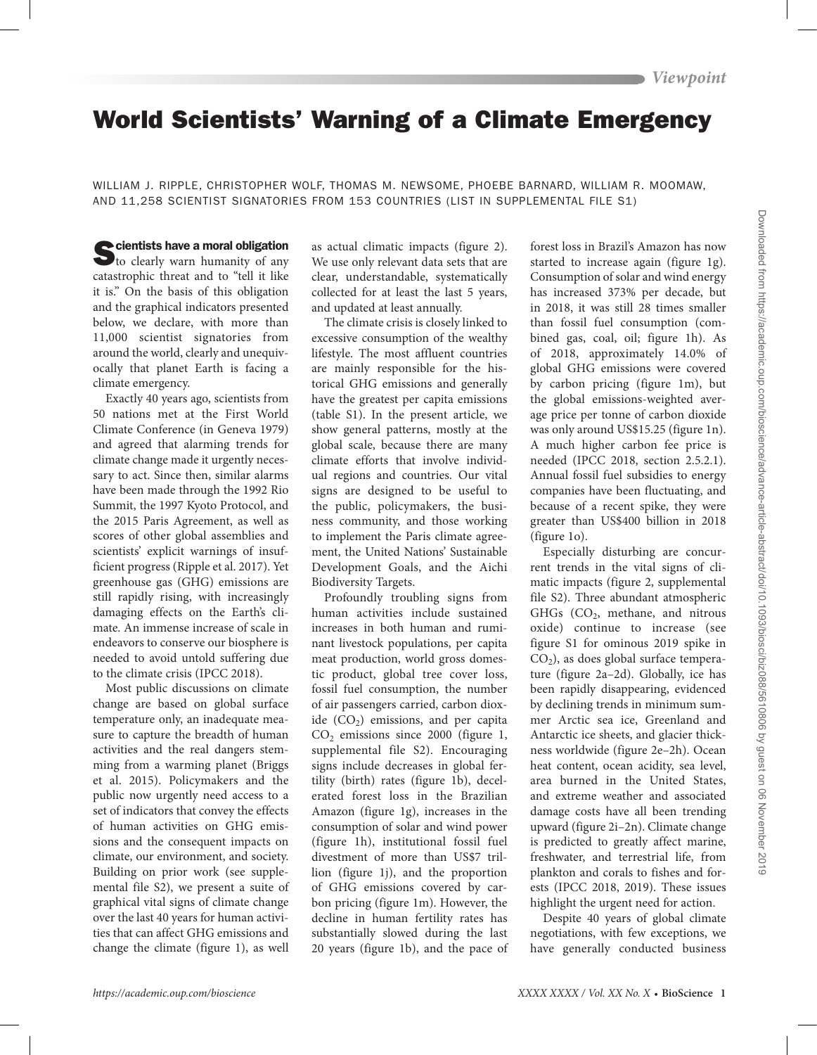*Viewpoint*

# World Scientists' Warning of a Climate Emergency

WILLIAM J. RIPPLE, CHRISTOPHER WOLF, THOMAS M. NEWSOME, PHOEBE BARNARD, WILLIAM R. MOOMAW, AND 11,258 SCIENTIST SIGNATORIES FROM 153 COUNTRIES (LIST IN SUPPLEMENTAL FILE S1)

**Scientists have a moral obligation** to clearly warn humanity of any catastrophic threat and to "tell it like it is." On the basis of this obligation and the graphical indicators presented below, we declare, with more than 11,000 scientist signatories from around the world, clearly and unequivocally that planet Earth is facing a climate emergency.

Exactly 40 years ago, scientists from 50 nations met at the First World Climate Conference (in Geneva 1979) and agreed that alarming trends for climate change made it urgently necessary to act. Since then, similar alarms have been made through the 1992 Rio Summit, the 1997 Kyoto Protocol, and the 2015 Paris Agreement, as well as scores of other global assemblies and scientists' explicit warnings of insufficient progress (Ripple et al. 2017). Yet greenhouse gas (GHG) emissions are still rapidly rising, with increasingly damaging effects on the Earth's climate. An immense increase of scale in endeavors to conserve our biosphere is needed to avoid untold suffering due to the climate crisis (IPCC 2018).

Most public discussions on climate change are based on global surface temperature only, an inadequate measure to capture the breadth of human activities and the real dangers stemming from a warming planet (Briggs et al. 2015). Policymakers and the public now urgently need access to a set of indicators that convey the effects of human activities on GHG emissions and the consequent impacts on climate, our environment, and society. Building on prior work (see supplemental file S2), we present a suite of graphical vital signs of climate change over the last 40 years for human activities that can affect GHG emissions and change the climate (figure 1), as well as actual climatic impacts (figure 2). We use only relevant data sets that are clear, understandable, systematically collected for at least the last 5 years, and updated at least annually.

The climate crisis is closely linked to excessive consumption of the wealthy lifestyle. The most affluent countries are mainly responsible for the historical GHG emissions and generally have the greatest per capita emissions (table S1). In the present article, we show general patterns, mostly at the global scale, because there are many climate efforts that involve individual regions and countries. Our vital signs are designed to be useful to the public, policymakers, the business community, and those working to implement the Paris climate agreement, the United Nations' Sustainable Development Goals, and the Aichi Biodiversity Targets.

Profoundly troubling signs from human activities include sustained increases in both human and ruminant livestock populations, per capita meat production, world gross domestic product, global tree cover loss, fossil fuel consumption, the number of air passengers carried, carbon dioxide ($CO_2$) emissions, and per capita $CO_2$ emissions since 2000 (figure 1, supplemental file S2). Encouraging signs include decreases in global fertility (birth) rates (figure 1b), decelerated forest loss in the Brazilian Amazon (figure 1g), increases in the consumption of solar and wind power (figure 1h), institutional fossil fuel divestment of more than US$7 trillion (figure 1j), and the proportion of GHG emissions covered by carbon pricing (figure 1m). However, the decline in human fertility rates has substantially slowed during the last 20 years (figure 1b), and the pace of forest loss in Brazil's Amazon has now started to increase again (figure 1g). Consumption of solar and wind energy has increased 373% per decade, but in 2018, it was still 28 times smaller than fossil fuel consumption (combined gas, coal, oil; figure 1h). As of 2018, approximately 14.0% of global GHG emissions were covered by carbon pricing (figure 1m), but the global emissions-weighted average price per tonne of carbon dioxide was only around US$15.25 (figure 1n). A much higher carbon fee price is needed (IPCC 2018, section 2.5.2.1). Annual fossil fuel subsidies to energy companies have been fluctuating, and because of a recent spike, they were greater than US$400 billion in 2018 (figure 1o).

Especially disturbing are concurrent trends in the vital signs of climatic impacts (figure 2, supplemental file S2). Three abundant atmospheric GHGs ($CO_2$, methane, and nitrous oxide) continue to increase (see figure S1 for ominous 2019 spike in $CO_2$), as does global surface temperature (figure 2a–2d). Globally, ice has been rapidly disappearing, evidenced by declining trends in minimum summer Arctic sea ice, Greenland and Antarctic ice sheets, and glacier thickness worldwide (figure 2e–2h). Ocean heat content, ocean acidity, sea level, area burned in the United States, and extreme weather and associated damage costs have all been trending upward (figure 2i–2n). Climate change is predicted to greatly affect marine, freshwater, and terrestrial life, from plankton and corals to fishes and forests (IPCC 2018, 2019). These issues highlight the urgent need for action.

Despite 40 years of global climate negotiations, with few exceptions, we have generally conducted business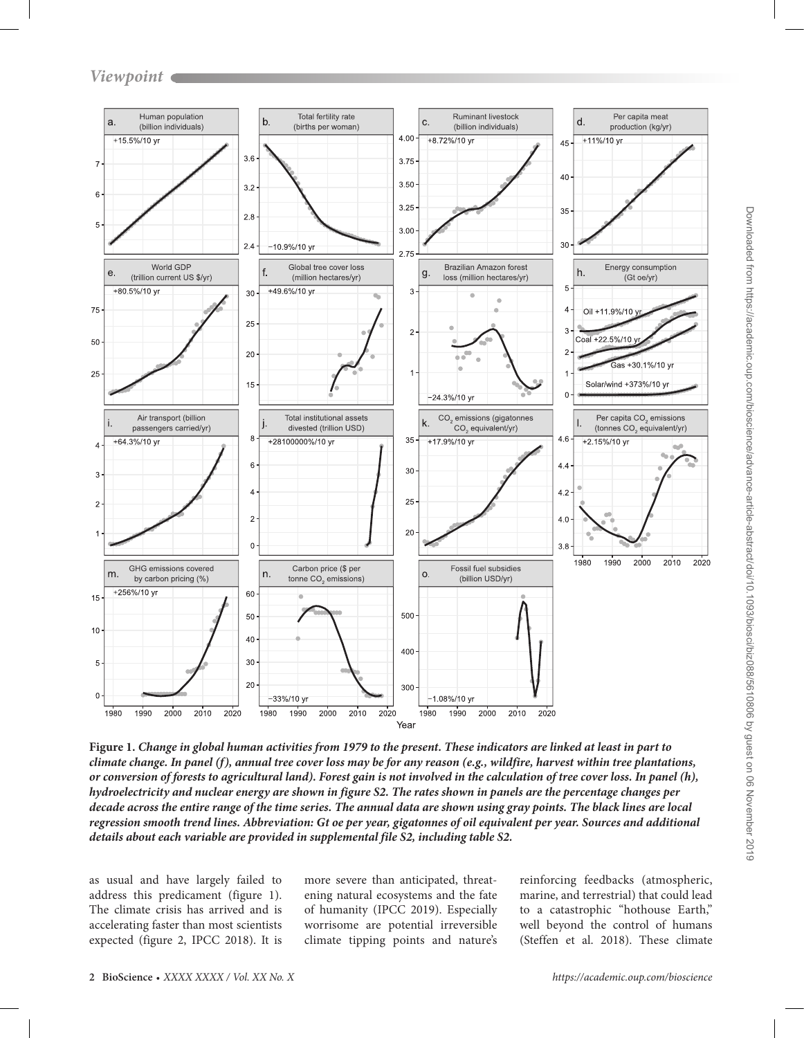**Figure 1. *Change in global human activities from 1979 to the present. These indicators are linked at least in part to climate change. In panel (f), annual tree cover loss may be for any reason (e.g., wildfire, harvest within tree plantations, or conversion of forests to agricultural land). Forest gain is not involved in the calculation of tree cover loss. In panel (h), hydroelectricity and nuclear energy are shown in figure S2. The rates shown in panels are the percentage changes per decade across the entire range of the time series. The annual data are shown using gray points. The black lines are local regression smooth trend lines. Abbreviation: Gt oe per year, gigatonnes of oil equivalent per year. Sources and additional details about each variable are provided in supplemental file S2, including table S2.***

as usual and have largely failed to address this predicament (figure 1). The climate crisis has arrived and is accelerating faster than most scientists expected (figure 2, IPCC 2018). It is more severe than anticipated, threatening natural ecosystems and the fate of humanity (IPCC 2019). Especially worrisome are potential irreversible climate tipping points and nature's reinforcing feedbacks (atmospheric, marine, and terrestrial) that could lead to a catastrophic "hothouse Earth," well beyond the control of humans (Steffen et al. 2018). These climate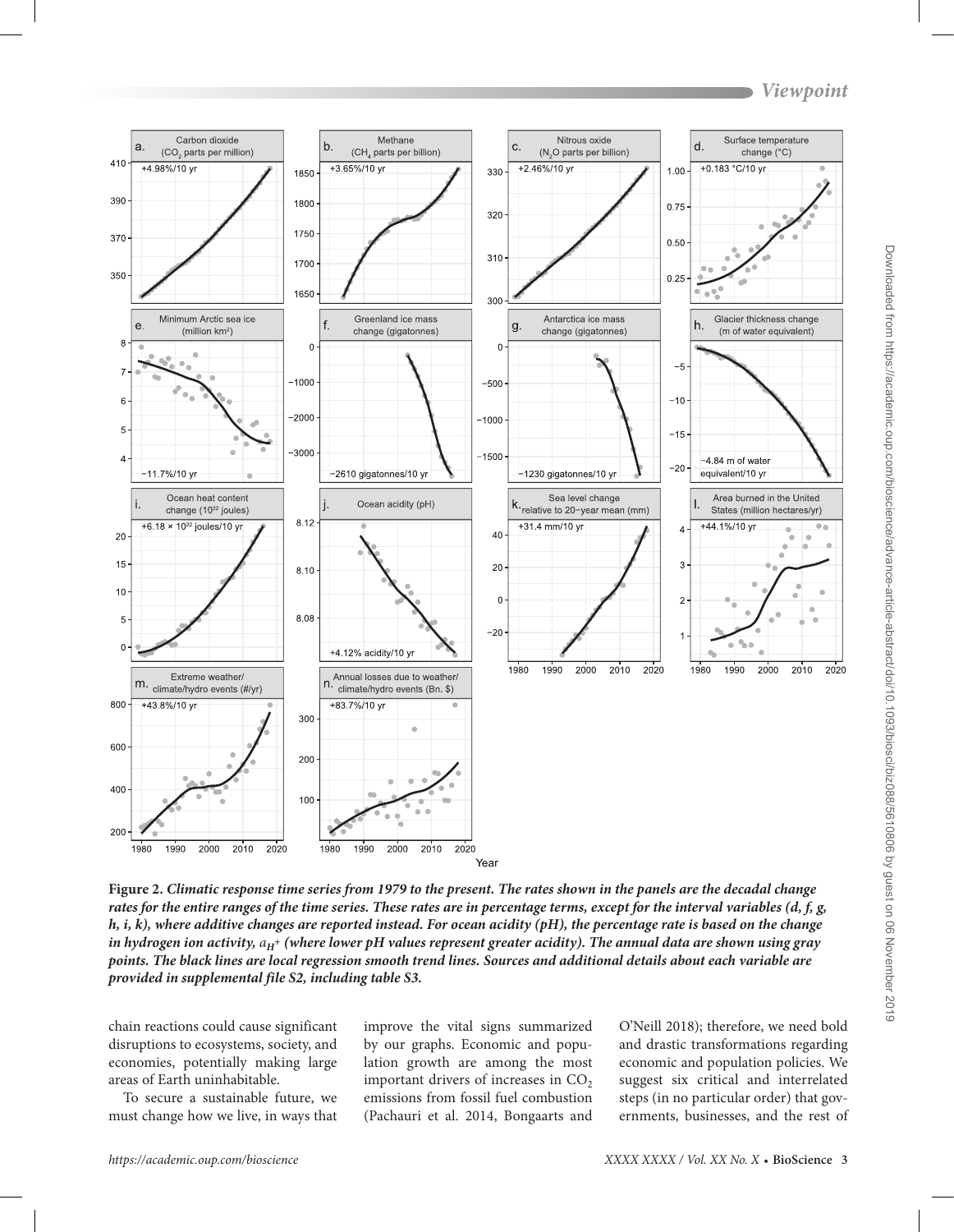Figure 2. *Climatic response time series from 1979 to the present. The rates shown in the panels are the decadal change rates for the entire ranges of the time series. These rates are in percentage terms, except for the interval variables (d, f, g, h, i, k), where additive changes are reported instead. For ocean acidity (pH), the percentage rate is based on the change in hydrogen ion activity, $a_{H^+}$ (where lower pH values represent greater acidity). The annual data are shown using gray points. The black lines are local regression smooth trend lines. Sources and additional details about each variable are provided in supplemental file S2, including table S3.*

chain reactions could cause significant disruptions to ecosystems, society, and economies, potentially making large areas of Earth uninhabitable.

To secure a sustainable future, we must change how we live, in ways that improve the vital signs summarized by our graphs. Economic and population growth are among the most important drivers of increases in $CO_2$ emissions from fossil fuel combustion (Pachauri et al. 2014, Bongaarts and O'Neill 2018); therefore, we need bold and drastic transformations regarding economic and population policies. We suggest six critical and interrelated steps (in no particular order) that governments, businesses, and the rest of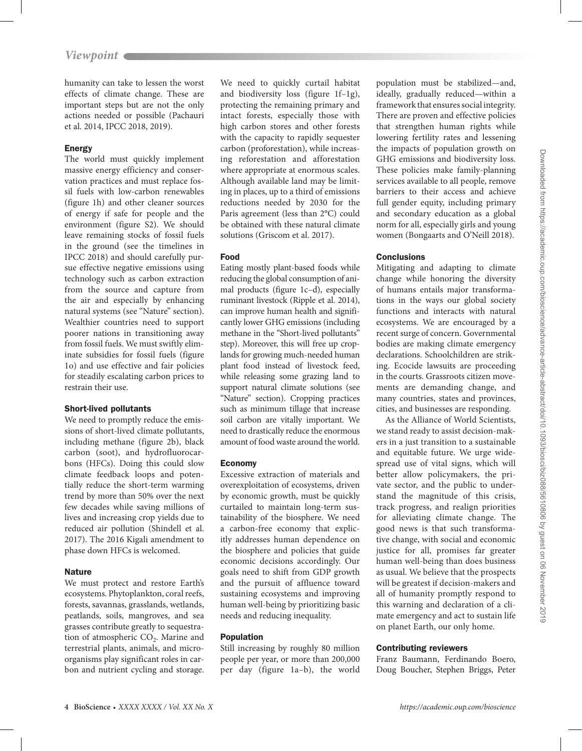humanity can take to lessen the worst effects of climate change. These are important steps but are not the only actions needed or possible (Pachauri et al. 2014, IPCC 2018, 2019).

### Energy

The world must quickly implement massive energy efficiency and conservation practices and must replace fossil fuels with low-carbon renewables (figure 1h) and other cleaner sources of energy if safe for people and the environment (figure S2). We should leave remaining stocks of fossil fuels in the ground (see the timelines in IPCC 2018) and should carefully pursue effective negative emissions using technology such as carbon extraction from the source and capture from the air and especially by enhancing natural systems (see "Nature" section). Wealthier countries need to support poorer nations in transitioning away from fossil fuels. We must swiftly eliminate subsidies for fossil fuels (figure 1o) and use effective and fair policies for steadily escalating carbon prices to restrain their use.

### Short-lived pollutants

We need to promptly reduce the emissions of short-lived climate pollutants, including methane (figure 2b), black carbon (soot), and hydrofluorocarbons (HFCs). Doing this could slow climate feedback loops and potentially reduce the short-term warming trend by more than 50% over the next few decades while saving millions of lives and increasing crop yields due to reduced air pollution (Shindell et al. 2017). The 2016 Kigali amendment to phase down HFCs is welcomed.

### Nature

We must protect and restore Earth's ecosystems. Phytoplankton, coral reefs, forests, savannas, grasslands, wetlands, peatlands, soils, mangroves, and sea grasses contribute greatly to sequestration of atmospheric $CO_2$. Marine and terrestrial plants, animals, and microorganisms play significant roles in carbon and nutrient cycling and storage. We need to quickly curtail habitat and biodiversity loss (figure 1f–1g), protecting the remaining primary and intact forests, especially those with high carbon stores and other forests with the capacity to rapidly sequester carbon (proforestation), while increasing reforestation and afforestation where appropriate at enormous scales. Although available land may be limiting in places, up to a third of emissions reductions needed by 2030 for the Paris agreement (less than 2°C) could be obtained with these natural climate solutions (Griscom et al. 2017).

### Food

Eating mostly plant-based foods while reducing the global consumption of animal products (figure 1c–d), especially ruminant livestock (Ripple et al. 2014), can improve human health and significantly lower GHG emissions (including methane in the "Short-lived pollutants" step). Moreover, this will free up croplands for growing much-needed human plant food instead of livestock feed, while releasing some grazing land to support natural climate solutions (see "Nature" section). Cropping practices such as minimum tillage that increase soil carbon are vitally important. We need to drastically reduce the enormous amount of food waste around the world.

### Economy

Excessive extraction of materials and overexploitation of ecosystems, driven by economic growth, must be quickly curtailed to maintain long-term sustainability of the biosphere. We need a carbon-free economy that explicitly addresses human dependence on the biosphere and policies that guide economic decisions accordingly. Our goals need to shift from GDP growth and the pursuit of affluence toward sustaining ecosystems and improving human well-being by prioritizing basic needs and reducing inequality.

### Population

Still increasing by roughly 80 million people per year, or more than 200,000 per day (figure 1a–b), the world population must be stabilized—and, ideally, gradually reduced—within a framework that ensures social integrity. There are proven and effective policies that strengthen human rights while lowering fertility rates and lessening the impacts of population growth on GHG emissions and biodiversity loss. These policies make family-planning services available to all people, remove barriers to their access and achieve full gender equity, including primary and secondary education as a global norm for all, especially girls and young women (Bongaarts and O'Neill 2018).

### Conclusions

Mitigating and adapting to climate change while honoring the diversity of humans entails major transformations in the ways our global society functions and interacts with natural ecosystems. We are encouraged by a recent surge of concern. Governmental bodies are making climate emergency declarations. Schoolchildren are striking. Ecocide lawsuits are proceeding in the courts. Grassroots citizen movements are demanding change, and many countries, states and provinces, cities, and businesses are responding.

As the Alliance of World Scientists, we stand ready to assist decision-makers in a just transition to a sustainable and equitable future. We urge widespread use of vital signs, which will better allow policymakers, the private sector, and the public to understand the magnitude of this crisis, track progress, and realign priorities for alleviating climate change. The good news is that such transformative change, with social and economic justice for all, promises far greater human well-being than does business as usual. We believe that the prospects will be greatest if decision-makers and all of humanity promptly respond to this warning and declaration of a climate emergency and act to sustain life on planet Earth, our only home.

### Contributing reviewers

Franz Baumann, Ferdinando Boero, Doug Boucher, Stephen Briggs, Peter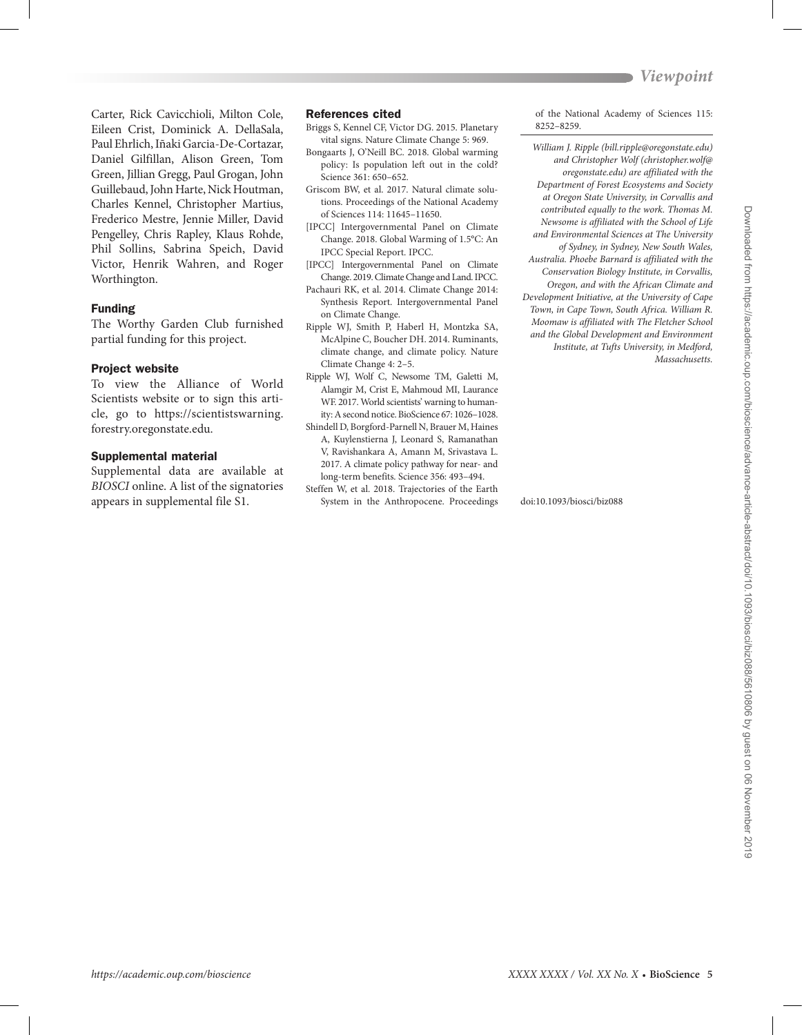Carter, Rick Cavicchioli, Milton Cole, Eileen Crist, Dominick A. DellaSala, Paul Ehrlich, Iñaki Garcia-De-Cortazar, Daniel Gilfillan, Alison Green, Tom Green, Jillian Gregg, Paul Grogan, John Guillebaud, John Harte, Nick Houtman, Charles Kennel, Christopher Martius, Frederico Mestre, Jennie Miller, David Pengelley, Chris Rapley, Klaus Rohde, Phil Sollins, Sabrina Speich, David Victor, Henrik Wahren, and Roger Worthington.

### Funding

The Worthy Garden Club furnished partial funding for this project.

### Project website

To view the Alliance of World Scientists website or to sign this article, go to https://scientistswarning.forestry.oregonstate.edu.

### Supplemental material

Supplemental data are available at *BIOSCI* online. A list of the signatories appears in supplemental file S1.

### References cited

Briggs S, Kennel CF, Victor DG. 2015. Planetary vital signs. Nature Climate Change 5: 969.

Bongaarts J, O'Neill BC. 2018. Global warming policy: Is population left out in the cold? Science 361: 650–652.

Griscom BW, et al. 2017. Natural climate solutions. Proceedings of the National Academy of Sciences 114: 11645–11650.

[IPCC] Intergovernmental Panel on Climate Change. 2018. Global Warming of 1.5°C: An IPCC Special Report. IPCC.

[IPCC] Intergovernmental Panel on Climate Change. 2019. Climate Change and Land. IPCC.

Pachauri RK, et al. 2014. Climate Change 2014: Synthesis Report. Intergovernmental Panel on Climate Change.

Ripple WJ, Smith P, Haberl H, Montzka SA, McAlpine C, Boucher DH. 2014. Ruminants, climate change, and climate policy. Nature Climate Change 4: 2–5.

Ripple WJ, Wolf C, Newsome TM, Galetti M, Alamgir M, Crist E, Mahmoud MI, Laurance WF. 2017. World scientists' warning to humanity: A second notice. BioScience 67: 1026–1028.

Shindell D, Borgford-Parnell N, Brauer M, Haines A, Kuylenstierna J, Leonard S, Ramanathan V, Ravishankara A, Amann M, Srivastava L. 2017. A climate policy pathway for near- and long-term benefits. Science 356: 493–494.

Steffen W, et al. 2018. Trajectories of the Earth System in the Anthropocene. Proceedings of the National Academy of Sciences 115: 8252–8259.

*William J. Ripple (bill.ripple@oregonstate.edu) and Christopher Wolf (christopher.wolf@oregonstate.edu) are affiliated with the Department of Forest Ecosystems and Society at Oregon State University, in Corvallis and contributed equally to the work. Thomas M. Newsome is affiliated with the School of Life and Environmental Sciences at The University of Sydney, in Sydney, New South Wales, Australia. Phoebe Barnard is affiliated with the Conservation Biology Institute, in Corvallis, Oregon, and with the African Climate and Development Initiative, at the University of Cape Town, in Cape Town, South Africa. William R. Moomaw is affiliated with The Fletcher School and the Global Development and Environment Institute, at Tufts University, in Medford, Massachusetts.*

doi:10.1093/biosci/biz088